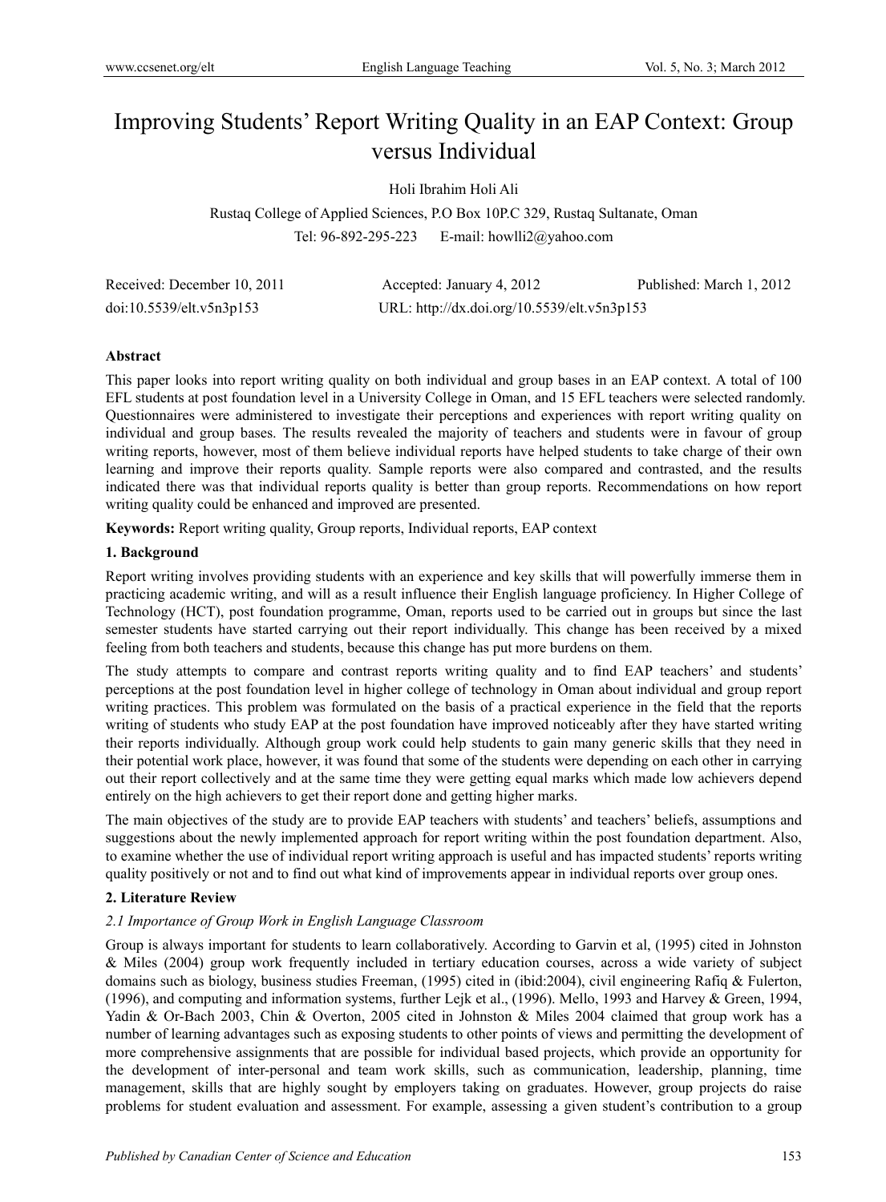# Improving Students' Report Writing Quality in an EAP Context: Group versus Individual

Holi Ibrahim Holi Ali

Rustaq College of Applied Sciences, P.O Box 10P.C 329, Rustaq Sultanate, Oman

Tel: 96-892-295-223 E-mail: howlli2@yahoo.com

Received: December 10, 2011 Accepted: January 4, 2012 Published: March 1, 2012

doi:10.5539/elt.v5n3p153 URL: http://dx.doi.org/10.5539/elt.v5n3p153

## Abstract

This paper looks into report writing quality on both individual and group bases in an EAP context. A total of 100 EFL students at post foundation level in a University College in Oman, and 15 EFL teachers were selected randomly. Questionnaires were administered to investigate their perceptions and experiences with report writing quality on individual and group bases. The results revealed the majority of teachers and students were in favour of group writing reports, however, most of them believe individual reports have helped students to take charge of their own learning and improve their reports quality. Sample reports were also compared and contrasted, and the results indicated there was that individual reports quality is better than group reports. Recommendations on how report writing quality could be enhanced and improved are presented.

**Keywords:** Report writing quality, Group reports, Individual reports, EAP context

## 1. Background

Report writing involves providing students with an experience and key skills that will powerfully immerse them in practicing academic writing, and will as a result influence their English language proficiency. In Higher College of Technology (HCT), post foundation programme, Oman, reports used to be carried out in groups but since the last semester students have started carrying out their report individually. This change has been received by a mixed feeling from both teachers and students, because this change has put more burdens on them.

The study attempts to compare and contrast reports writing quality and to find EAP teachers' and students' perceptions at the post foundation level in higher college of technology in Oman about individual and group report writing practices. This problem was formulated on the basis of a practical experience in the field that the reports writing of students who study EAP at the post foundation have improved noticeably after they have started writing their reports individually. Although group work could help students to gain many generic skills that they need in their potential work place, however, it was found that some of the students were depending on each other in carrying out their report collectively and at the same time they were getting equal marks which made low achievers depend entirely on the high achievers to get their report done and getting higher marks.

The main objectives of the study are to provide EAP teachers with students' and teachers' beliefs, assumptions and suggestions about the newly implemented approach for report writing within the post foundation department. Also, to examine whether the use of individual report writing approach is useful and has impacted students' reports writing quality positively or not and to find out what kind of improvements appear in individual reports over group ones.

## 2. Literature Review

### *2.1 Importance of Group Work in English Language Classroom*

Group is always important for students to learn collaboratively. According to Garvin et al, (1995) cited in Johnston & Miles (2004) group work frequently included in tertiary education courses, across a wide variety of subject domains such as biology, business studies Freeman, (1995) cited in (ibid:2004), civil engineering Rafiq & Fulerton, (1996), and computing and information systems, further Lejk et al., (1996). Mello, 1993 and Harvey & Green, 1994, Yadin & Or-Bach 2003, Chin & Overton, 2005 cited in Johnston & Miles 2004 claimed that group work has a number of learning advantages such as exposing students to other points of views and permitting the development of more comprehensive assignments that are possible for individual based projects, which provide an opportunity for the development of inter-personal and team work skills, such as communication, leadership, planning, time management, skills that are highly sought by employers taking on graduates. However, group projects do raise problems for student evaluation and assessment. For example, assessing a given student's contribution to a group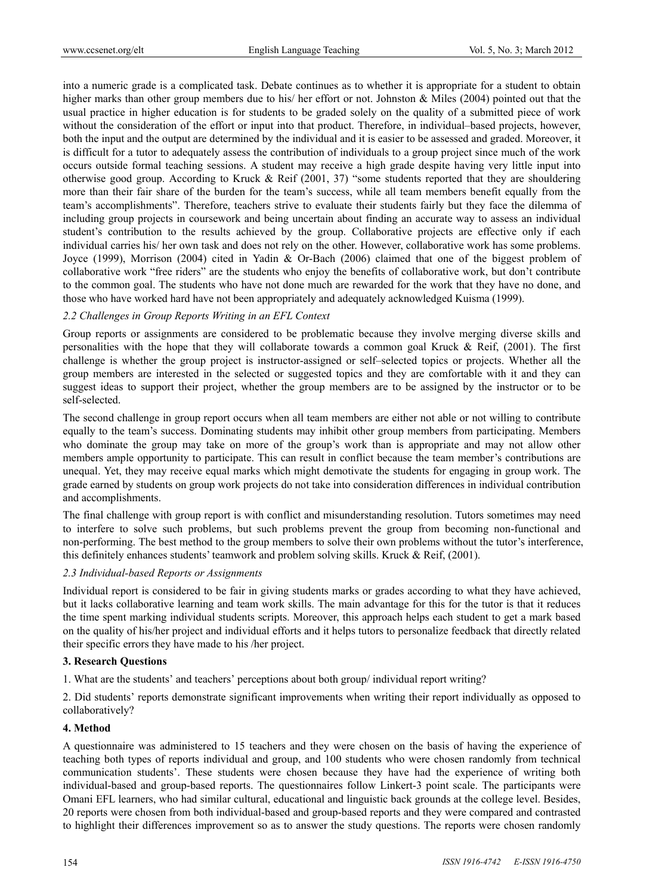into a numeric grade is a complicated task. Debate continues as to whether it is appropriate for a student to obtain higher marks than other group members due to his/ her effort or not. Johnston & Miles (2004) pointed out that the usual practice in higher education is for students to be graded solely on the quality of a submitted piece of work without the consideration of the effort or input into that product. Therefore, in individual–based projects, however, both the input and the output are determined by the individual and it is easier to be assessed and graded. Moreover, it is difficult for a tutor to adequately assess the contribution of individuals to a group project since much of the work occurs outside formal teaching sessions. A student may receive a high grade despite having very little input into otherwise good group. According to Kruck & Reif (2001, 37) "some students reported that they are shouldering more than their fair share of the burden for the team's success, while all team members benefit equally from the team's accomplishments". Therefore, teachers strive to evaluate their students fairly but they face the dilemma of including group projects in coursework and being uncertain about finding an accurate way to assess an individual student's contribution to the results achieved by the group. Collaborative projects are effective only if each individual carries his/ her own task and does not rely on the other. However, collaborative work has some problems. Joyce (1999), Morrison (2004) cited in Yadin & Or-Bach (2006) claimed that one of the biggest problem of collaborative work "free riders" are the students who enjoy the benefits of collaborative work, but don't contribute to the common goal. The students who have not done much are rewarded for the work that they have no done, and those who have worked hard have not been appropriately and adequately acknowledged Kuisma (1999).

### *2.2 Challenges in Group Reports Writing in an EFL Context*

Group reports or assignments are considered to be problematic because they involve merging diverse skills and personalities with the hope that they will collaborate towards a common goal Kruck & Reif, (2001). The first challenge is whether the group project is instructor-assigned or self–selected topics or projects. Whether all the group members are interested in the selected or suggested topics and they are comfortable with it and they can suggest ideas to support their project, whether the group members are to be assigned by the instructor or to be self-selected.

The second challenge in group report occurs when all team members are either not able or not willing to contribute equally to the team's success. Dominating students may inhibit other group members from participating. Members who dominate the group may take on more of the group's work than is appropriate and may not allow other members ample opportunity to participate. This can result in conflict because the team member's contributions are unequal. Yet, they may receive equal marks which might demotivate the students for engaging in group work. The grade earned by students on group work projects do not take into consideration differences in individual contribution and accomplishments.

The final challenge with group report is with conflict and misunderstanding resolution. Tutors sometimes may need to interfere to solve such problems, but such problems prevent the group from becoming non-functional and non-performing. The best method to the group members to solve their own problems without the tutor's interference, this definitely enhances students' teamwork and problem solving skills. Kruck & Reif, (2001).

### *2.3 Individual-based Reports or Assignments*

Individual report is considered to be fair in giving students marks or grades according to what they have achieved, but it lacks collaborative learning and team work skills. The main advantage for this for the tutor is that it reduces the time spent marking individual students scripts. Moreover, this approach helps each student to get a mark based on the quality of his/her project and individual efforts and it helps tutors to personalize feedback that directly related their specific errors they have made to his /her project.

## 3. Research Questions

1. What are the students' and teachers' perceptions about both group/ individual report writing?

2. Did students' reports demonstrate significant improvements when writing their report individually as opposed to collaboratively?

## 4. Method

A questionnaire was administered to 15 teachers and they were chosen on the basis of having the experience of teaching both types of reports individual and group, and 100 students who were chosen randomly from technical communication students'. These students were chosen because they have had the experience of writing both individual-based and group-based reports. The questionnaires follow Linkert-3 point scale. The participants were Omani EFL learners, who had similar cultural, educational and linguistic back grounds at the college level. Besides, 20 reports were chosen from both individual-based and group-based reports and they were compared and contrasted to highlight their differences improvement so as to answer the study questions. The reports were chosen randomly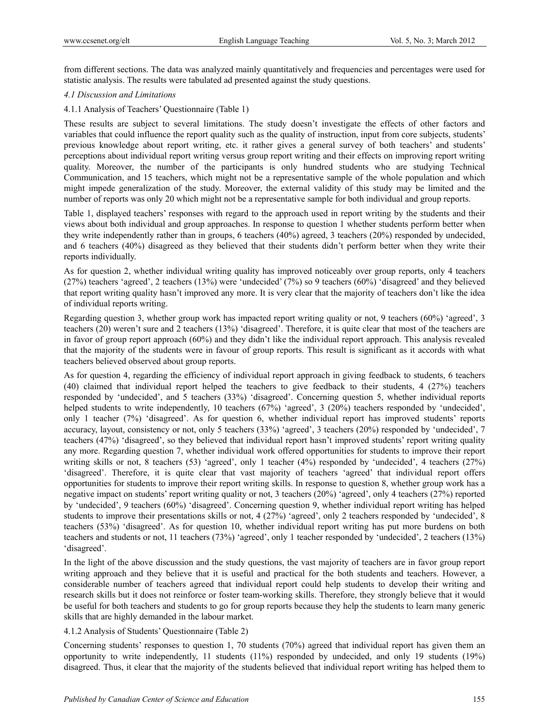from different sections. The data was analyzed mainly quantitatively and frequencies and percentages were used for statistic analysis. The results were tabulated ad presented against the study questions.

### *4.1 Discussion and Limitations*

#### 4.1.1 Analysis of Teachers' Questionnaire (Table 1)

These results are subject to several limitations. The study doesn't investigate the effects of other factors and variables that could influence the report quality such as the quality of instruction, input from core subjects, students' previous knowledge about report writing, etc. it rather gives a general survey of both teachers' and students' perceptions about individual report writing versus group report writing and their effects on improving report writing quality. Moreover, the number of the participants is only hundred students who are studying Technical Communication, and 15 teachers, which might not be a representative sample of the whole population and which might impede generalization of the study. Moreover, the external validity of this study may be limited and the number of reports was only 20 which might not be a representative sample for both individual and group reports.

Table 1, displayed teachers' responses with regard to the approach used in report writing by the students and their views about both individual and group approaches. In response to question 1 whether students perform better when they write independently rather than in groups, 6 teachers (40%) agreed, 3 teachers (20%) responded by undecided, and 6 teachers (40%) disagreed as they believed that their students didn't perform better when they write their reports individually.

As for question 2, whether individual writing quality has improved noticeably over group reports, only 4 teachers (27%) teachers 'agreed', 2 teachers (13%) were 'undecided' (7%) so 9 teachers (60%) 'disagreed' and they believed that report writing quality hasn't improved any more. It is very clear that the majority of teachers don't like the idea of individual reports writing.

Regarding question 3, whether group work has impacted report writing quality or not, 9 teachers (60%) 'agreed', 3 teachers (20) weren't sure and 2 teachers (13%) 'disagreed'. Therefore, it is quite clear that most of the teachers are in favor of group report approach (60%) and they didn't like the individual report approach. This analysis revealed that the majority of the students were in favour of group reports. This result is significant as it accords with what teachers believed observed about group reports.

As for question 4, regarding the efficiency of individual report approach in giving feedback to students, 6 teachers (40) claimed that individual report helped the teachers to give feedback to their students, 4 (27%) teachers responded by 'undecided', and 5 teachers (33%) 'disagreed'. Concerning question 5, whether individual reports helped students to write independently, 10 teachers (67%) 'agreed', 3 (20%) teachers responded by 'undecided', only 1 teacher (7%) 'disagreed'. As for question 6, whether individual report has improved students' reports accuracy, layout, consistency or not, only 5 teachers (33%) 'agreed', 3 teachers (20%) responded by 'undecided', 7 teachers (47%) 'disagreed', so they believed that individual report hasn't improved students' report writing quality any more. Regarding question 7, whether individual work offered opportunities for students to improve their report writing skills or not, 8 teachers (53) 'agreed', only 1 teacher (4%) responded by 'undecided', 4 teachers (27%) 'disagreed'. Therefore, it is quite clear that vast majority of teachers 'agreed' that individual report offers opportunities for students to improve their report writing skills. In response to question 8, whether group work has a negative impact on students' report writing quality or not, 3 teachers (20%) 'agreed', only 4 teachers (27%) reported by 'undecided', 9 teachers (60%) 'disagreed'. Concerning question 9, whether individual report writing has helped students to improve their presentations skills or not, 4 (27%) 'agreed', only 2 teachers responded by 'undecided', 8 teachers (53%) 'disagreed'. As for question 10, whether individual report writing has put more burdens on both teachers and students or not, 11 teachers (73%) 'agreed', only 1 teacher responded by 'undecided', 2 teachers (13%) 'disagreed'.

In the light of the above discussion and the study questions, the vast majority of teachers are in favor group report writing approach and they believe that it is useful and practical for the both students and teachers. However, a considerable number of teachers agreed that individual report could help students to develop their writing and research skills but it does not reinforce or foster team-working skills. Therefore, they strongly believe that it would be useful for both teachers and students to go for group reports because they help the students to learn many generic skills that are highly demanded in the labour market.

#### 4.1.2 Analysis of Students' Questionnaire (Table 2)

Concerning students' responses to question 1, 70 students (70%) agreed that individual report has given them an opportunity to write independently, 11 students (11%) responded by undecided, and only 19 students (19%) disagreed. Thus, it clear that the majority of the students believed that individual report writing has helped them to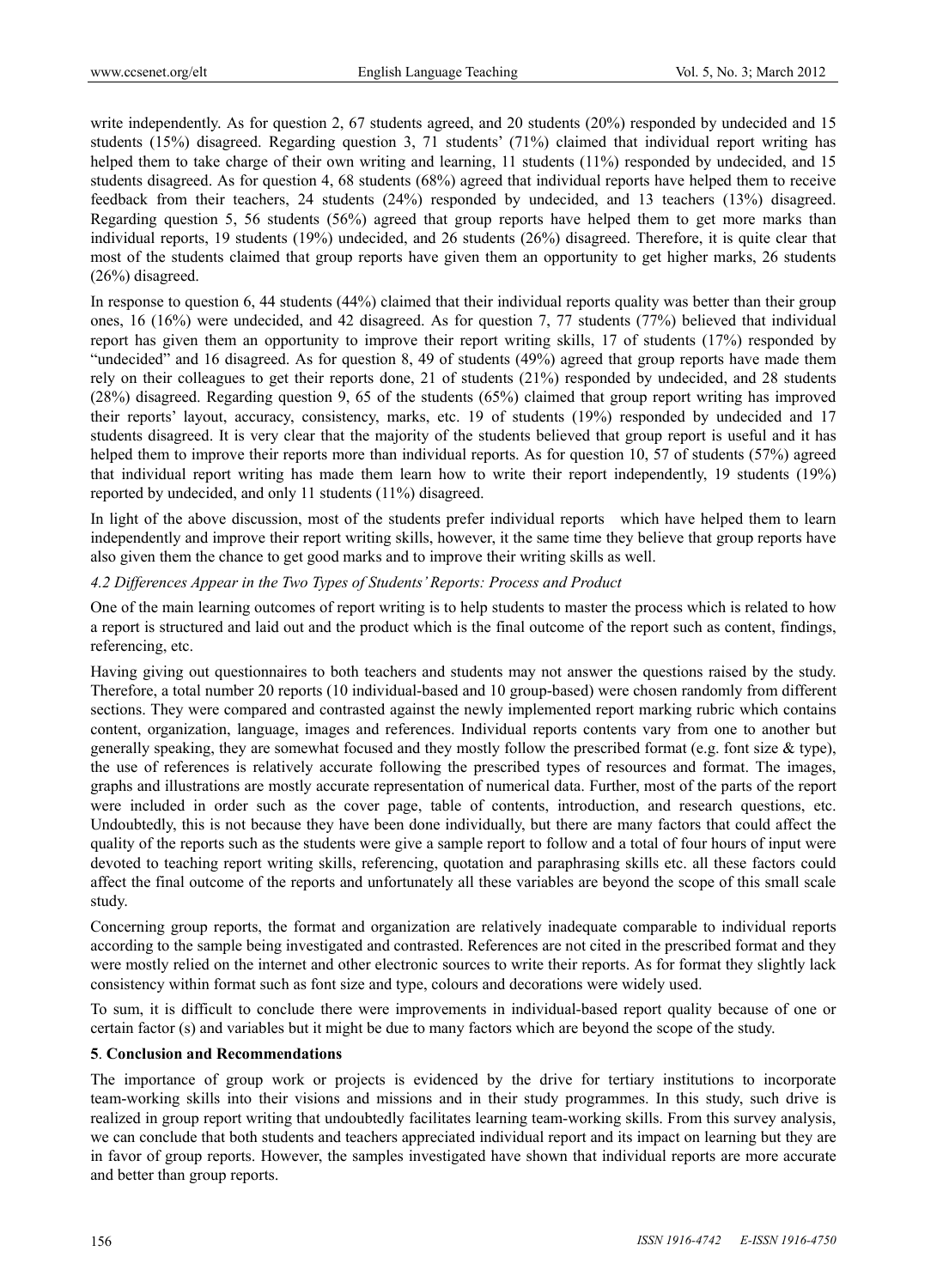write independently. As for question 2, 67 students agreed, and 20 students (20%) responded by undecided and 15 students (15%) disagreed. Regarding question 3, 71 students' (71%) claimed that individual report writing has helped them to take charge of their own writing and learning, 11 students (11%) responded by undecided, and 15 students disagreed. As for question 4, 68 students (68%) agreed that individual reports have helped them to receive feedback from their teachers, 24 students (24%) responded by undecided, and 13 teachers (13%) disagreed. Regarding question 5, 56 students (56%) agreed that group reports have helped them to get more marks than individual reports, 19 students (19%) undecided, and 26 students (26%) disagreed. Therefore, it is quite clear that most of the students claimed that group reports have given them an opportunity to get higher marks, 26 students (26%) disagreed.

In response to question 6, 44 students (44%) claimed that their individual reports quality was better than their group ones, 16 (16%) were undecided, and 42 disagreed. As for question 7, 77 students (77%) believed that individual report has given them an opportunity to improve their report writing skills, 17 of students (17%) responded by "undecided" and 16 disagreed. As for question 8, 49 of students (49%) agreed that group reports have made them rely on their colleagues to get their reports done, 21 of students (21%) responded by undecided, and 28 students (28%) disagreed. Regarding question 9, 65 of the students (65%) claimed that group report writing has improved their reports' layout, accuracy, consistency, marks, etc. 19 of students (19%) responded by undecided and 17 students disagreed. It is very clear that the majority of the students believed that group report is useful and it has helped them to improve their reports more than individual reports. As for question 10, 57 of students (57%) agreed that individual report writing has made them learn how to write their report independently, 19 students (19%) reported by undecided, and only 11 students (11%) disagreed.

In light of the above discussion, most of the students prefer individual reports which have helped them to learn independently and improve their report writing skills, however, it the same time they believe that group reports have also given them the chance to get good marks and to improve their writing skills as well.

*4.2 Differences Appear in the Two Types of Students' Reports: Process and Product*

One of the main learning outcomes of report writing is to help students to master the process which is related to how a report is structured and laid out and the product which is the final outcome of the report such as content, findings, referencing, etc.

Having giving out questionnaires to both teachers and students may not answer the questions raised by the study. Therefore, a total number 20 reports (10 individual-based and 10 group-based) were chosen randomly from different sections. They were compared and contrasted against the newly implemented report marking rubric which contains content, organization, language, images and references. Individual reports contents vary from one to another but generally speaking, they are somewhat focused and they mostly follow the prescribed format (e.g. font size & type), the use of references is relatively accurate following the prescribed types of resources and format. The images, graphs and illustrations are mostly accurate representation of numerical data. Further, most of the parts of the report were included in order such as the cover page, table of contents, introduction, and research questions, etc. Undoubtedly, this is not because they have been done individually, but there are many factors that could affect the quality of the reports such as the students were give a sample report to follow and a total of four hours of input were devoted to teaching report writing skills, referencing, quotation and paraphrasing skills etc. all these factors could affect the final outcome of the reports and unfortunately all these variables are beyond the scope of this small scale study.

Concerning group reports, the format and organization are relatively inadequate comparable to individual reports according to the sample being investigated and contrasted. References are not cited in the prescribed format and they were mostly relied on the internet and other electronic sources to write their reports. As for format they slightly lack consistency within format such as font size and type, colours and decorations were widely used.

To sum, it is difficult to conclude there were improvements in individual-based report quality because of one or certain factor (s) and variables but it might be due to many factors which are beyond the scope of the study.

## 5. Conclusion and Recommendations

The importance of group work or projects is evidenced by the drive for tertiary institutions to incorporate team-working skills into their visions and missions and in their study programmes. In this study, such drive is realized in group report writing that undoubtedly facilitates learning team-working skills. From this survey analysis, we can conclude that both students and teachers appreciated individual report and its impact on learning but they are in favor of group reports. However, the samples investigated have shown that individual reports are more accurate and better than group reports.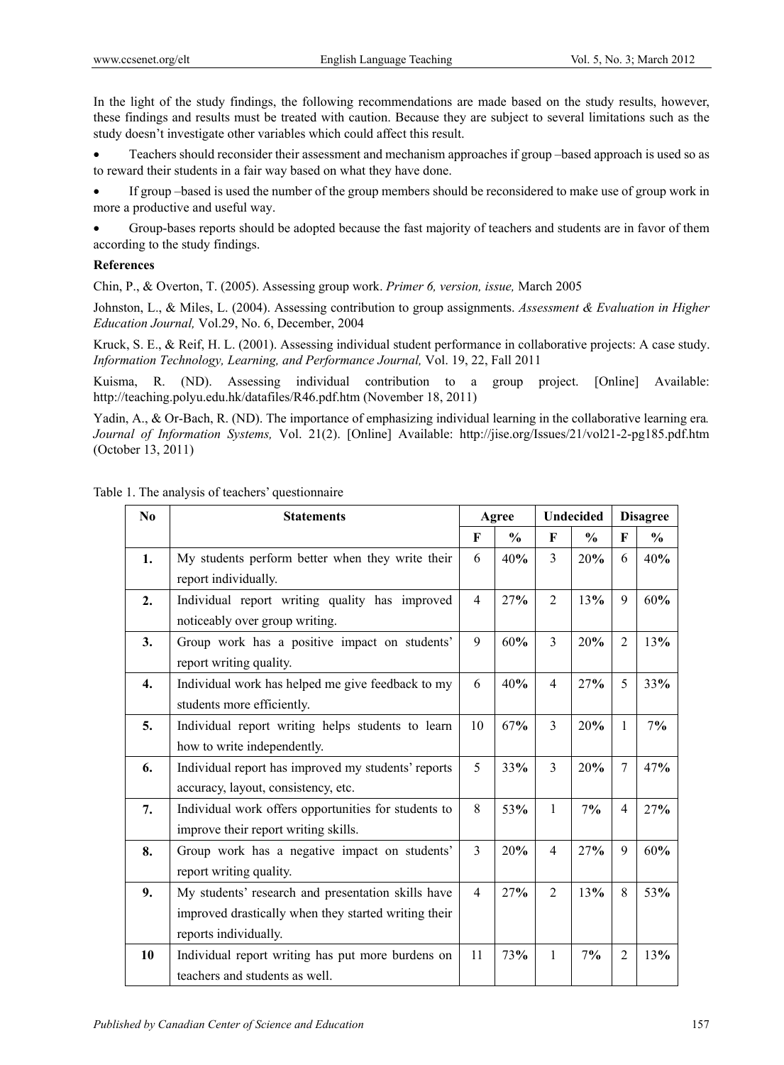In the light of the study findings, the following recommendations are made based on the study results, however, these findings and results must be treated with caution. Because they are subject to several limitations such as the study doesn't investigate other variables which could affect this result.

- Teachers should reconsider their assessment and mechanism approaches if group –based approach is used so as to reward their students in a fair way based on what they have done.
- If group –based is used the number of the group members should be reconsidered to make use of group work in more a productive and useful way.
- Group-bases reports should be adopted because the fast majority of teachers and students are in favor of them according to the study findings.

**References**

Chin, P., & Overton, T. (2005). Assessing group work. *Primer 6, version, issue,* March 2005

Johnston, L., & Miles, L. (2004). Assessing contribution to group assignments. *Assessment & Evaluation in Higher Education Journal,* Vol.29, No. 6, December, 2004

Kruck, S. E., & Reif, H. L. (2001). Assessing individual student performance in collaborative projects: A case study. *Information Technology, Learning, and Performance Journal,* Vol. 19, 22, Fall 2011

Kuisma, R. (ND). Assessing individual contribution to a group project. [Online] Available: http://teaching.polyu.edu.hk/datafiles/R46.pdf.htm (November 18, 2011)

Yadin, A., & Or-Bach, R. (ND). The importance of emphasizing individual learning in the collaborative learning era*. Journal of Information Systems,* Vol. 21(2). [Online] Available: http://jise.org/Issues/21/vol21-2-pg185.pdf.htm (October 13, 2011)

Table 1. The analysis of teachers' questionnaire

| No | Statements | Agree | | Undecided | | Disagree | |
|---|---|---|---|---|---|---|---|
| | | F | % | F | % | F | % |
| **1.** | My students perform better when they write their report individually. | 6 | 40**%** | 3 | 20**%** | 6 | 40**%** |
| **2.** | Individual report writing quality has improved noticeably over group writing. | 4 | 27**%** | 2 | 13**%** | 9 | 60**%** |
| **3.** | Group work has a positive impact on students' report writing quality. | 9 | 60**%** | 3 | 20**%** | 2 | 13**%** |
| **4.** | Individual work has helped me give feedback to my students more efficiently. | 6 | 40**%** | 4 | 27**%** | 5 | 33**%** |
| **5.** | Individual report writing helps students to learn how to write independently. | 10 | 67**%** | 3 | 20**%** | 1 | 7**%** |
| **6.** | Individual report has improved my students' reports accuracy, layout, consistency, etc. | 5 | 33**%** | 3 | 20**%** | 7 | 47**%** |
| **7.** | Individual work offers opportunities for students to improve their report writing skills. | 8 | 53**%** | 1 | 7**%** | 4 | 27**%** |
| **8.** | Group work has a negative impact on students' report writing quality. | 3 | 20**%** | 4 | 27**%** | 9 | 60**%** |
| **9.** | My students' research and presentation skills have improved drastically when they started writing their reports individually. | 4 | 27**%** | 2 | 13**%** | 8 | 53**%** |
| **10** | Individual report writing has put more burdens on teachers and students as well. | 11 | 73**%** | 1 | 7**%** | 2 | 13**%** |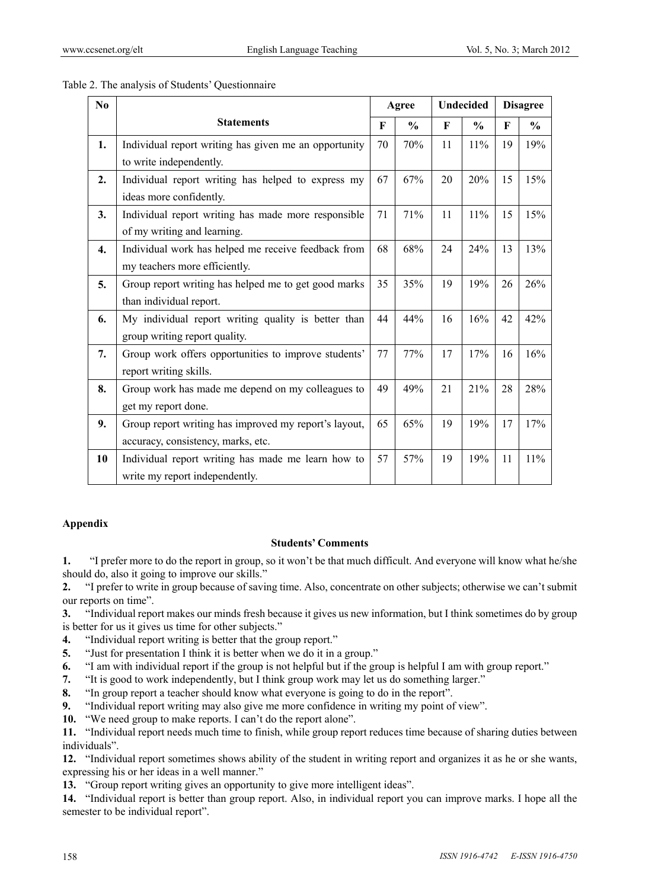Table 2. The analysis of Students' Questionnaire

| No | Statements | Agree | | Undecided | | Disagree | |
|---|---|---|---|---|---|---|---|
| | | F | % | F | % | F | % |
| 1. | Individual report writing has given me an opportunity to write independently. | 70 | 70% | 11 | 11% | 19 | 19% |
| 2. | Individual report writing has helped to express my ideas more confidently. | 67 | 67% | 20 | 20% | 15 | 15% |
| 3. | Individual report writing has made more responsible of my writing and learning. | 71 | 71% | 11 | 11% | 15 | 15% |
| 4. | Individual work has helped me receive feedback from my teachers more efficiently. | 68 | 68% | 24 | 24% | 13 | 13% |
| 5. | Group report writing has helped me to get good marks than individual report. | 35 | 35% | 19 | 19% | 26 | 26% |
| 6. | My individual report writing quality is better than group writing report quality. | 44 | 44% | 16 | 16% | 42 | 42% |
| 7. | Group work offers opportunities to improve students' report writing skills. | 77 | 77% | 17 | 17% | 16 | 16% |
| 8. | Group work has made me depend on my colleagues to get my report done. | 49 | 49% | 21 | 21% | 28 | 28% |
| 9. | Group report writing has improved my report's layout, accuracy, consistency, marks, etc. | 65 | 65% | 19 | 19% | 17 | 17% |
| 10 | Individual report writing has made me learn how to write my report independently. | 57 | 57% | 19 | 19% | 11 | 11% |

## Appendix

### Students' Comments

**1.** "I prefer more to do the report in group, so it won't be that much difficult. And everyone will know what he/she should do, also it going to improve our skills."

**2.** "I prefer to write in group because of saving time. Also, concentrate on other subjects; otherwise we can't submit our reports on time".

**3.** "Individual report makes our minds fresh because it gives us new information, but I think sometimes do by group is better for us it gives us time for other subjects."

**4.** "Individual report writing is better that the group report."

**5.** "Just for presentation I think it is better when we do it in a group."

**6.** "I am with individual report if the group is not helpful but if the group is helpful I am with group report."

**7.** "It is good to work independently, but I think group work may let us do something larger."

**8.** "In group report a teacher should know what everyone is going to do in the report".

**9.** "Individual report writing may also give me more confidence in writing my point of view".

**10.** "We need group to make reports. I can't do the report alone".

**11.** "Individual report needs much time to finish, while group report reduces time because of sharing duties between individuals".

**12.** "Individual report sometimes shows ability of the student in writing report and organizes it as he or she wants, expressing his or her ideas in a well manner."

**13.** "Group report writing gives an opportunity to give more intelligent ideas".

**14.** "Individual report is better than group report. Also, in individual report you can improve marks. I hope all the semester to be individual report".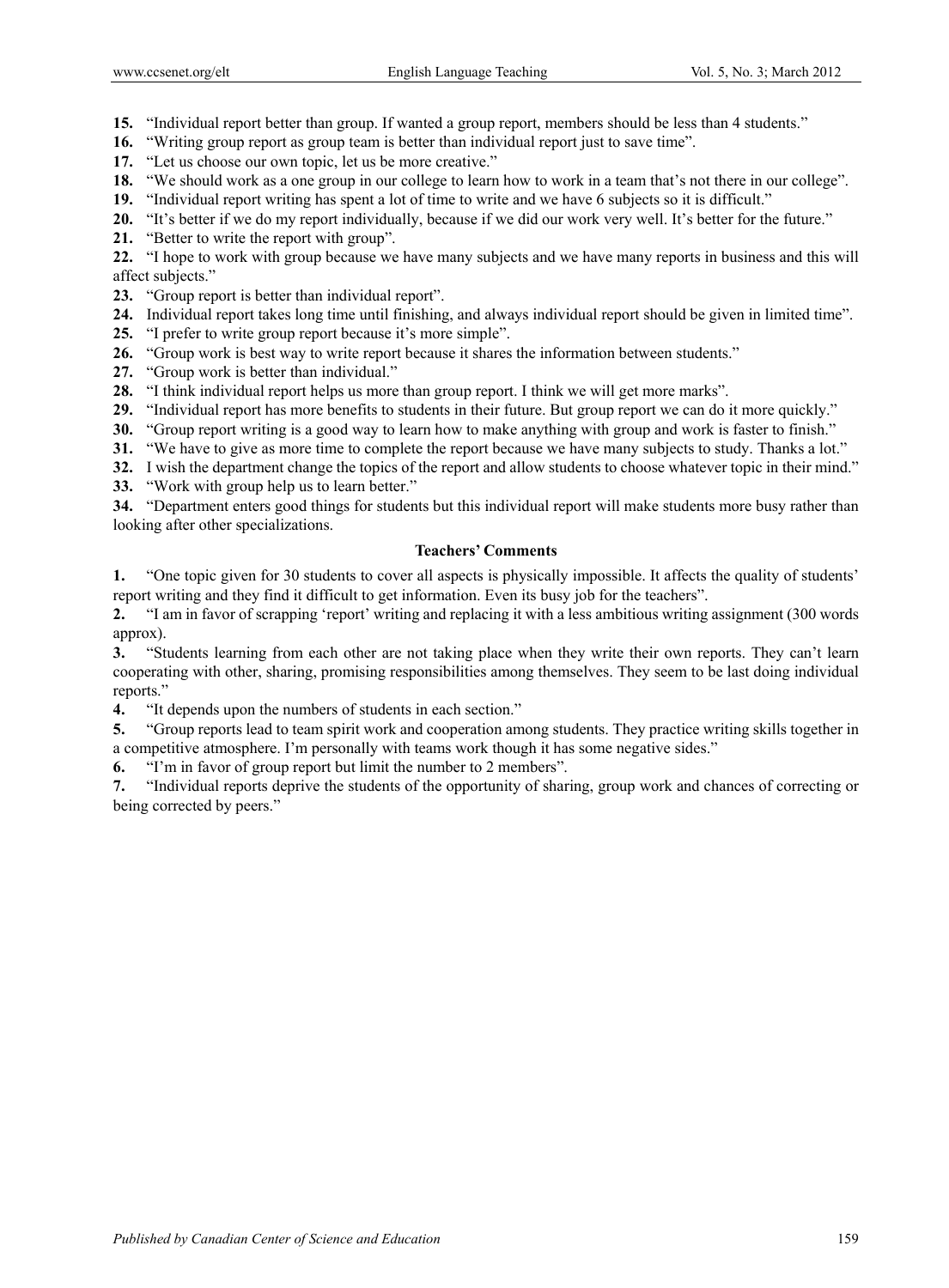15. "Individual report better than group. If wanted a group report, members should be less than 4 students."

16. "Writing group report as group team is better than individual report just to save time".

17. "Let us choose our own topic, let us be more creative."

18. "We should work as a one group in our college to learn how to work in a team that's not there in our college".

19. "Individual report writing has spent a lot of time to write and we have 6 subjects so it is difficult."

20. "It's better if we do my report individually, because if we did our work very well. It's better for the future."

21. "Better to write the report with group".

22. "I hope to work with group because we have many subjects and we have many reports in business and this will affect subjects."

23. "Group report is better than individual report".

24. Individual report takes long time until finishing, and always individual report should be given in limited time".

25. "I prefer to write group report because it's more simple".

26. "Group work is best way to write report because it shares the information between students."

27. "Group work is better than individual."

28. "I think individual report helps us more than group report. I think we will get more marks".

29. "Individual report has more benefits to students in their future. But group report we can do it more quickly."

30. "Group report writing is a good way to learn how to make anything with group and work is faster to finish."

31. "We have to give as more time to complete the report because we have many subjects to study. Thanks a lot."

32. I wish the department change the topics of the report and allow students to choose whatever topic in their mind."

33. "Work with group help us to learn better."

34. "Department enters good things for students but this individual report will make students more busy rather than looking after other specializations.

**Teachers' Comments**

1. "One topic given for 30 students to cover all aspects is physically impossible. It affects the quality of students' report writing and they find it difficult to get information. Even its busy job for the teachers".

2. "I am in favor of scrapping 'report' writing and replacing it with a less ambitious writing assignment (300 words approx).

3. "Students learning from each other are not taking place when they write their own reports. They can't learn cooperating with other, sharing, promising responsibilities among themselves. They seem to be last doing individual reports."

4. "It depends upon the numbers of students in each section."

5. "Group reports lead to team spirit work and cooperation among students. They practice writing skills together in a competitive atmosphere. I'm personally with teams work though it has some negative sides."

6. "I'm in favor of group report but limit the number to 2 members".

7. "Individual reports deprive the students of the opportunity of sharing, group work and chances of correcting or being corrected by peers."